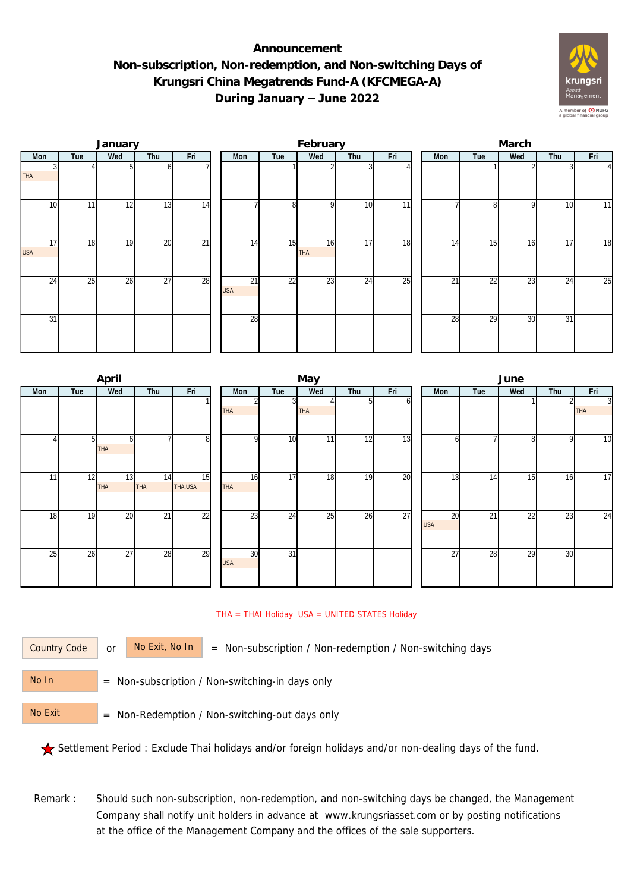# Announcement
# Non-subscription, Non-redemption, and Non-switching Days of Krungsri China Megatrends Fund-A (KFCMEGA-A) During January – June 2022

### January

| Mon | Tue | Wed | Thu | Fri |
|---|---|---|---|---|
| 3 THA | 4 | 5 | 6 | 7 |
| 10 | 11 | 12 | 13 | 14 |
| 17 USA | 18 | 19 | 20 | 21 |
| 24 | 25 | 26 | 27 | 28 |
| 31 | | | | |

### February

| Mon | Tue | Wed | Thu | Fri |
|---|---|---|---|---|
| | 1 | 2 | 3 | 4 |
| 7 | 8 | 9 | 10 | 11 |
| 14 | 15 | 16 THA | 17 | 18 |
| 21 USA | 22 | 23 | 24 | 25 |
| 28 | | | | |

### March

| Mon | Tue | Wed | Thu | Fri |
|---|---|---|---|---|
| | 1 | 2 | 3 | 4 |
| 7 | 8 | 9 | 10 | 11 |
| 14 | 15 | 16 | 17 | 18 |
| 21 | 22 | 23 | 24 | 25 |
| 28 | 29 | 30 | 31 | |

### April

| Mon | Tue | Wed | Thu | Fri |
|---|---|---|---|---|
| | | | | 1 |
| 4 | 5 | 6 THA | 7 | 8 |
| 11 | 12 | 13 THA | 14 THA | 15 THA,USA |
| 18 | 19 | 20 | 21 | 22 |
| 25 | 26 | 27 | 28 | 29 |

### May

| Mon | Tue | Wed | Thu | Fri |
|---|---|---|---|---|
| 2 THA | 3 | 4 THA | 5 | 6 |
| 9 | 10 | 11 | 12 | 13 |
| 16 THA | 17 | 18 | 19 | 20 |
| 23 | 24 | 25 | 26 | 27 |
| 30 USA | 31 | | | |

### June

| Mon | Tue | Wed | Thu | Fri |
|---|---|---|---|---|
| | | 1 | 2 | 3 THA |
| 6 | 7 | 8 | 9 | 10 |
| 13 | 14 | 15 | 16 | 17 |
| 20 USA | 21 | 22 | 23 | 24 |
| 27 | 28 | 29 | 30 | |

THA = THAI Holiday USA = UNITED STATES Holiday

Country Code or No Exit, No In = Non-subscription / Non-redemption / Non-switching days

No In = Non-subscription / Non-switching-in days only

No Exit = Non-Redemption / Non-switching-out days only

★ Settlement Period : Exclude Thai holidays and/or foreign holidays and/or non-dealing days of the fund.

Remark : Should such non-subscription, non-redemption, and non-switching days be changed, the Management Company shall notify unit holders in advance at www.krungsriasset.com or by posting notifications at the office of the Management Company and the offices of the sale supporters.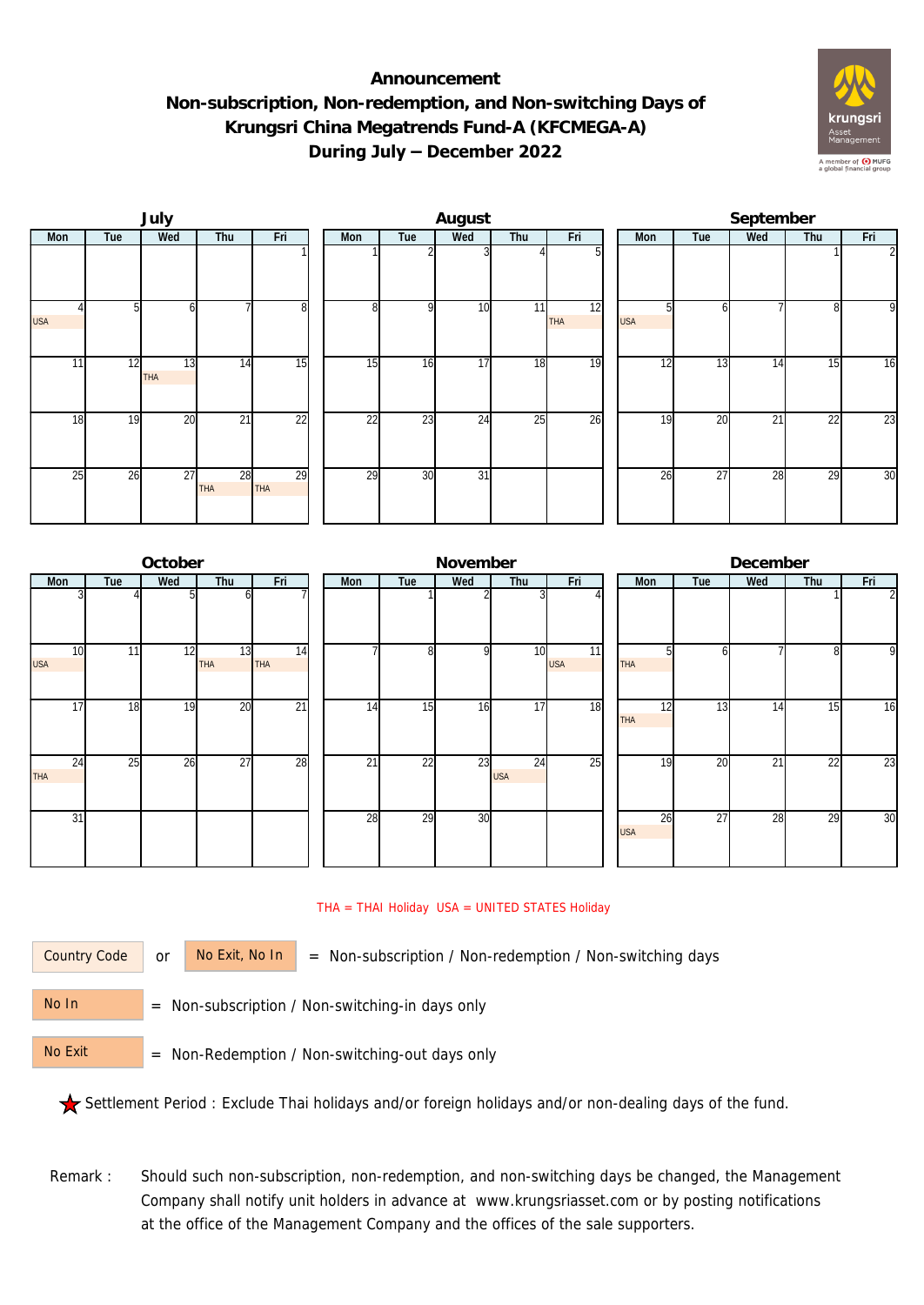**Announcement**
**Non-subscription, Non-redemption, and Non-switching Days of**
**Krungsri China Megatrends Fund-A (KFCMEGA-A)**
**During July – December 2022**

### July

| Mon | Tue | Wed | Thu | Fri |
|---|---|---|---|---|
| | | | | 1 |
| 4 USA | 5 | 6 | 7 | 8 |
| 11 | 12 | 13 THA | 14 | 15 |
| 18 | 19 | 20 | 21 | 22 |
| 25 | 26 | 27 | 28 THA | 29 THA |

### August

| Mon | Tue | Wed | Thu | Fri |
|---|---|---|---|---|
| 1 | 2 | 3 | 4 | 5 |
| 8 | 9 | 10 | 11 | 12 THA |
| 15 | 16 | 17 | 18 | 19 |
| 22 | 23 | 24 | 25 | 26 |
| 29 | 30 | 31 | | |

### September

| Mon | Tue | Wed | Thu | Fri |
|---|---|---|---|---|
| | | | 1 | 2 |
| 5 USA | 6 | 7 | 8 | 9 |
| 12 | 13 | 14 | 15 | 16 |
| 19 | 20 | 21 | 22 | 23 |
| 26 | 27 | 28 | 29 | 30 |

### October

| Mon | Tue | Wed | Thu | Fri |
|---|---|---|---|---|
| 3 | 4 | 5 | 6 | 7 |
| 10 USA | 11 | 12 | 13 THA | 14 THA |
| 17 | 18 | 19 | 20 | 21 |
| 24 THA | 25 | 26 | 27 | 28 |
| 31 | | | | |

### November

| Mon | Tue | Wed | Thu | Fri |
|---|---|---|---|---|
| | 1 | 2 | 3 | 4 |
| 7 | 8 | 9 | 10 | 11 USA |
| 14 | 15 | 16 | 17 | 18 |
| 21 | 22 | 23 | 24 USA | 25 |
| 28 | 29 | 30 | | |

### December

| Mon | Tue | Wed | Thu | Fri |
|---|---|---|---|---|
| | | | 1 | 2 |
| 5 THA | 6 | 7 | 8 | 9 |
| 12 THA | 13 | 14 | 15 | 16 |
| 19 | 20 | 21 | 22 | 23 |
| 26 USA | 27 | 28 | 29 | 30 |

THA = THAI Holiday USA = UNITED STATES Holiday

Country Code or No Exit, No In = Non-subscription / Non-redemption / Non-switching days

No In = Non-subscription / Non-switching-in days only

No Exit = Non-Redemption / Non-switching-out days only

★ Settlement Period : Exclude Thai holidays and/or foreign holidays and/or non-dealing days of the fund.

Remark : Should such non-subscription, non-redemption, and non-switching days be changed, the Management Company shall notify unit holders in advance at www.krungsriasset.com or by posting notifications at the office of the Management Company and the offices of the sale supporters.